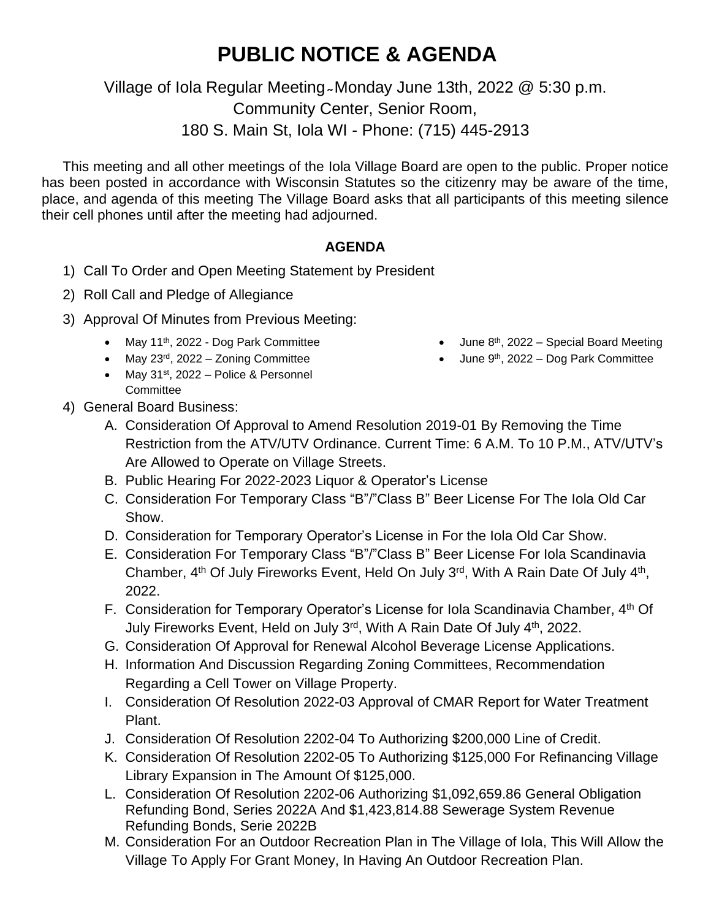# PUBLIC NOTICE & AGENDA

Village of Iola Regular Meeting - Monday June 13th, 2022 @ 5:30 p.m.
Community Center, Senior Room,
180 S. Main St, Iola WI - Phone: (715) 445-2913

This meeting and all other meetings of the Iola Village Board are open to the public. Proper notice has been posted in accordance with Wisconsin Statutes so the citizenry may be aware of the time, place, and agenda of this meeting The Village Board asks that all participants of this meeting silence their cell phones until after the meeting had adjourned.

**AGENDA**

1) Call To Order and Open Meeting Statement by President
2) Roll Call and Pledge of Allegiance
3) Approval Of Minutes from Previous Meeting:
   - May 11th, 2022 - Dog Park Committee
   - May 23rd, 2022 – Zoning Committee
   - May 31st, 2022 – Police & Personnel Committee
   - June 8th, 2022 – Special Board Meeting
   - June 9th, 2022 – Dog Park Committee
4) General Board Business:
   A. Consideration Of Approval to Amend Resolution 2019-01 By Removing the Time Restriction from the ATV/UTV Ordinance. Current Time: 6 A.M. To 10 P.M., ATV/UTV's Are Allowed to Operate on Village Streets.
   B. Public Hearing For 2022-2023 Liquor & Operator's License
   C. Consideration For Temporary Class "B"/"Class B" Beer License For The Iola Old Car Show.
   D. Consideration for Temporary Operator's License in For the Iola Old Car Show.
   E. Consideration For Temporary Class "B"/"Class B" Beer License For Iola Scandinavia Chamber, 4th Of July Fireworks Event, Held On July 3rd, With A Rain Date Of July 4th, 2022.
   F. Consideration for Temporary Operator's License for Iola Scandinavia Chamber, 4th Of July Fireworks Event, Held on July 3rd, With A Rain Date Of July 4th, 2022.
   G. Consideration Of Approval for Renewal Alcohol Beverage License Applications.
   H. Information And Discussion Regarding Zoning Committees, Recommendation Regarding a Cell Tower on Village Property.
   I. Consideration Of Resolution 2022-03 Approval of CMAR Report for Water Treatment Plant.
   J. Consideration Of Resolution 2202-04 To Authorizing $200,000 Line of Credit.
   K. Consideration Of Resolution 2202-05 To Authorizing $125,000 For Refinancing Village Library Expansion in The Amount Of $125,000.
   L. Consideration Of Resolution 2202-06 Authorizing $1,092,659.86 General Obligation Refunding Bond, Series 2022A And $1,423,814.88 Sewerage System Revenue Refunding Bonds, Serie 2022B
   M. Consideration For an Outdoor Recreation Plan in The Village of Iola, This Will Allow the Village To Apply For Grant Money, In Having An Outdoor Recreation Plan.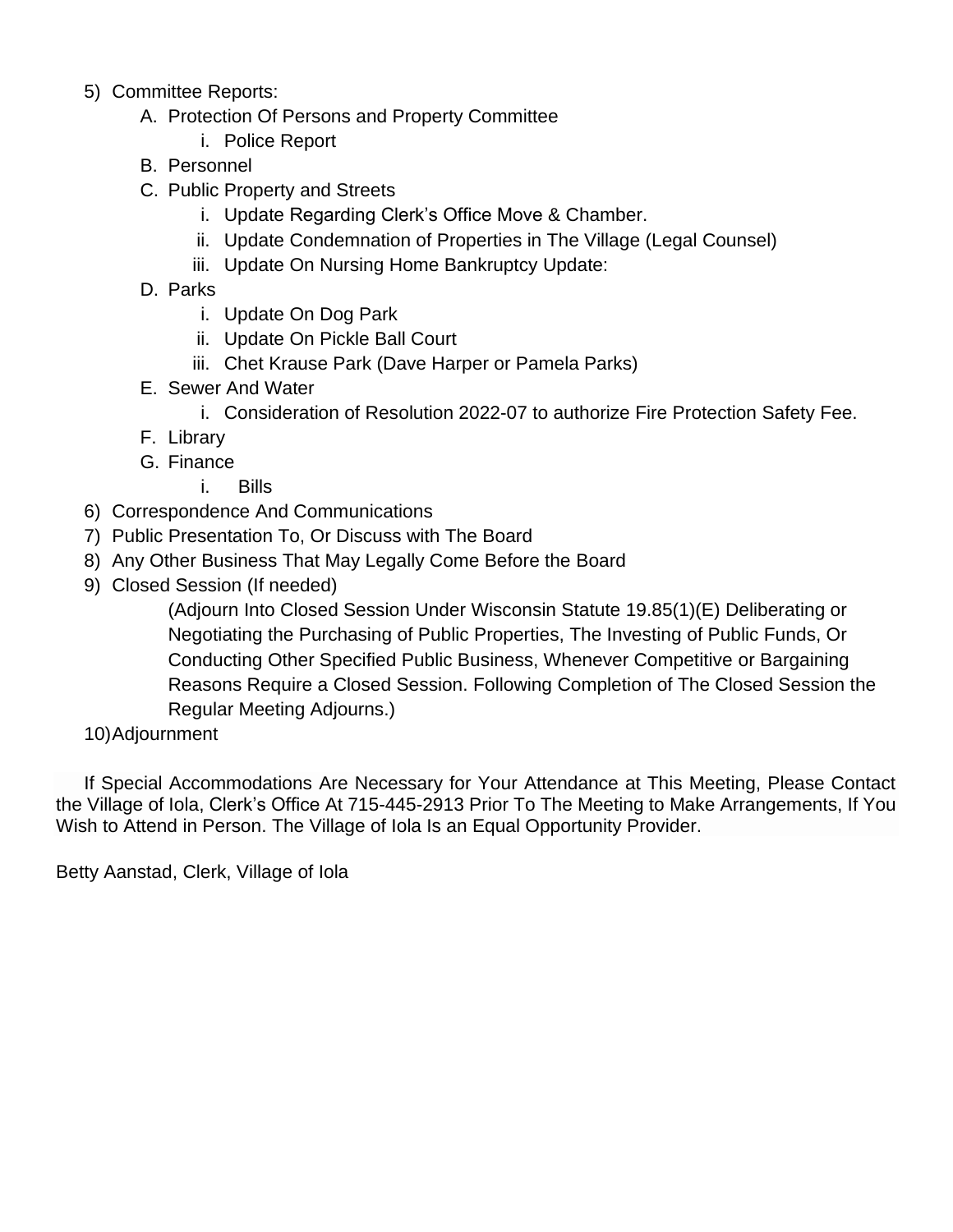5) Committee Reports:
    A. Protection Of Persons and Property Committee
        i. Police Report
    B. Personnel
    C. Public Property and Streets
        i. Update Regarding Clerk's Office Move & Chamber.
        ii. Update Condemnation of Properties in The Village (Legal Counsel)
        iii. Update On Nursing Home Bankruptcy Update:
    D. Parks
        i. Update On Dog Park
        ii. Update On Pickle Ball Court
        iii. Chet Krause Park (Dave Harper or Pamela Parks)
    E. Sewer And Water
        i. Consideration of Resolution 2022-07 to authorize Fire Protection Safety Fee.
    F. Library
    G. Finance
        i. Bills
6) Correspondence And Communications
7) Public Presentation To, Or Discuss with The Board
8) Any Other Business That May Legally Come Before the Board
9) Closed Session (If needed)

    (Adjourn Into Closed Session Under Wisconsin Statute 19.85(1)(E) Deliberating or Negotiating the Purchasing of Public Properties, The Investing of Public Funds, Or Conducting Other Specified Public Business, Whenever Competitive or Bargaining Reasons Require a Closed Session. Following Completion of The Closed Session the Regular Meeting Adjourns.)

10) Adjournment

If Special Accommodations Are Necessary for Your Attendance at This Meeting, Please Contact the Village of Iola, Clerk's Office At 715-445-2913 Prior To The Meeting to Make Arrangements, If You Wish to Attend in Person. The Village of Iola Is an Equal Opportunity Provider.

Betty Aanstad, Clerk, Village of Iola